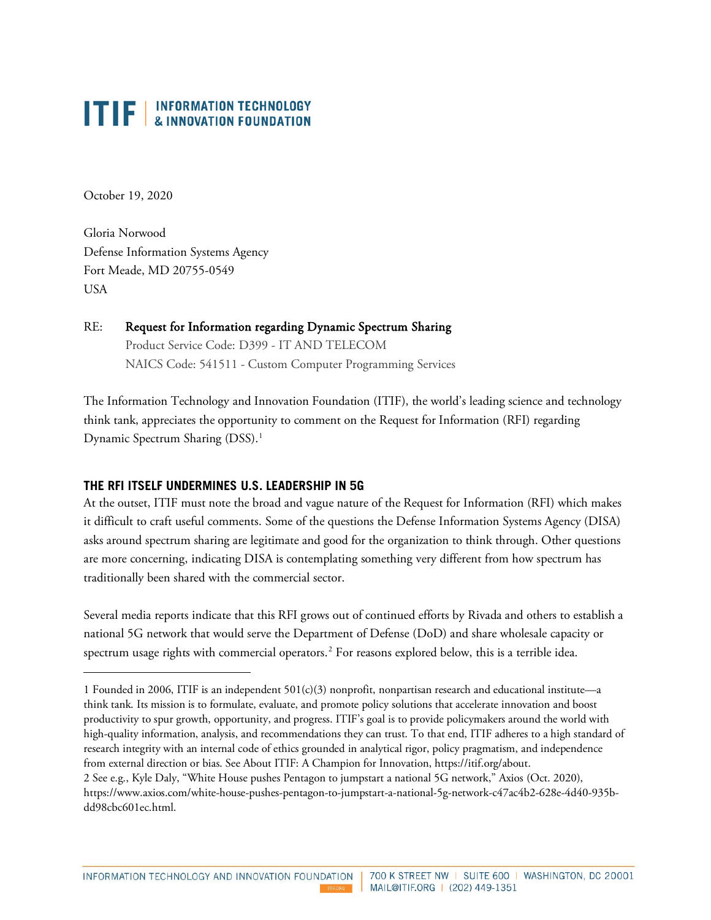# ITIF | INFORMATION TECHNOLOGY & INNOVATION FOUNDATION

October 19, 2020

Gloria Norwood
Defense Information Systems Agency
Fort Meade, MD 20755-0549
USA

RE: **Request for Information regarding Dynamic Spectrum Sharing**
Product Service Code: D399 - IT AND TELECOM
NAICS Code: 541511 - Custom Computer Programming Services

The Information Technology and Innovation Foundation (ITIF), the world's leading science and technology think tank, appreciates the opportunity to comment on the Request for Information (RFI) regarding Dynamic Spectrum Sharing (DSS).[1]

## THE RFI ITSELF UNDERMINES U.S. LEADERSHIP IN 5G

At the outset, ITIF must note the broad and vague nature of the Request for Information (RFI) which makes it difficult to craft useful comments. Some of the questions the Defense Information Systems Agency (DISA) asks around spectrum sharing are legitimate and good for the organization to think through. Other questions are more concerning, indicating DISA is contemplating something very different from how spectrum has traditionally been shared with the commercial sector.

Several media reports indicate that this RFI grows out of continued efforts by Rivada and others to establish a national 5G network that would serve the Department of Defense (DoD) and share wholesale capacity or spectrum usage rights with commercial operators.[2] For reasons explored below, this is a terrible idea.

---

1 Founded in 2006, ITIF is an independent 501(c)(3) nonprofit, nonpartisan research and educational institute—a think tank. Its mission is to formulate, evaluate, and promote policy solutions that accelerate innovation and boost productivity to spur growth, opportunity, and progress. ITIF's goal is to provide policymakers around the world with high-quality information, analysis, and recommendations they can trust. To that end, ITIF adheres to a high standard of research integrity with an internal code of ethics grounded in analytical rigor, policy pragmatism, and independence from external direction or bias. See About ITIF: A Champion for Innovation, https://itif.org/about.

2 See e.g., Kyle Daly, "White House pushes Pentagon to jumpstart a national 5G network," Axios (Oct. 2020), https://www.axios.com/white-house-pushes-pentagon-to-jumpstart-a-national-5g-network-c47ac4b2-628e-4d40-935b-dd98cbc601ec.html.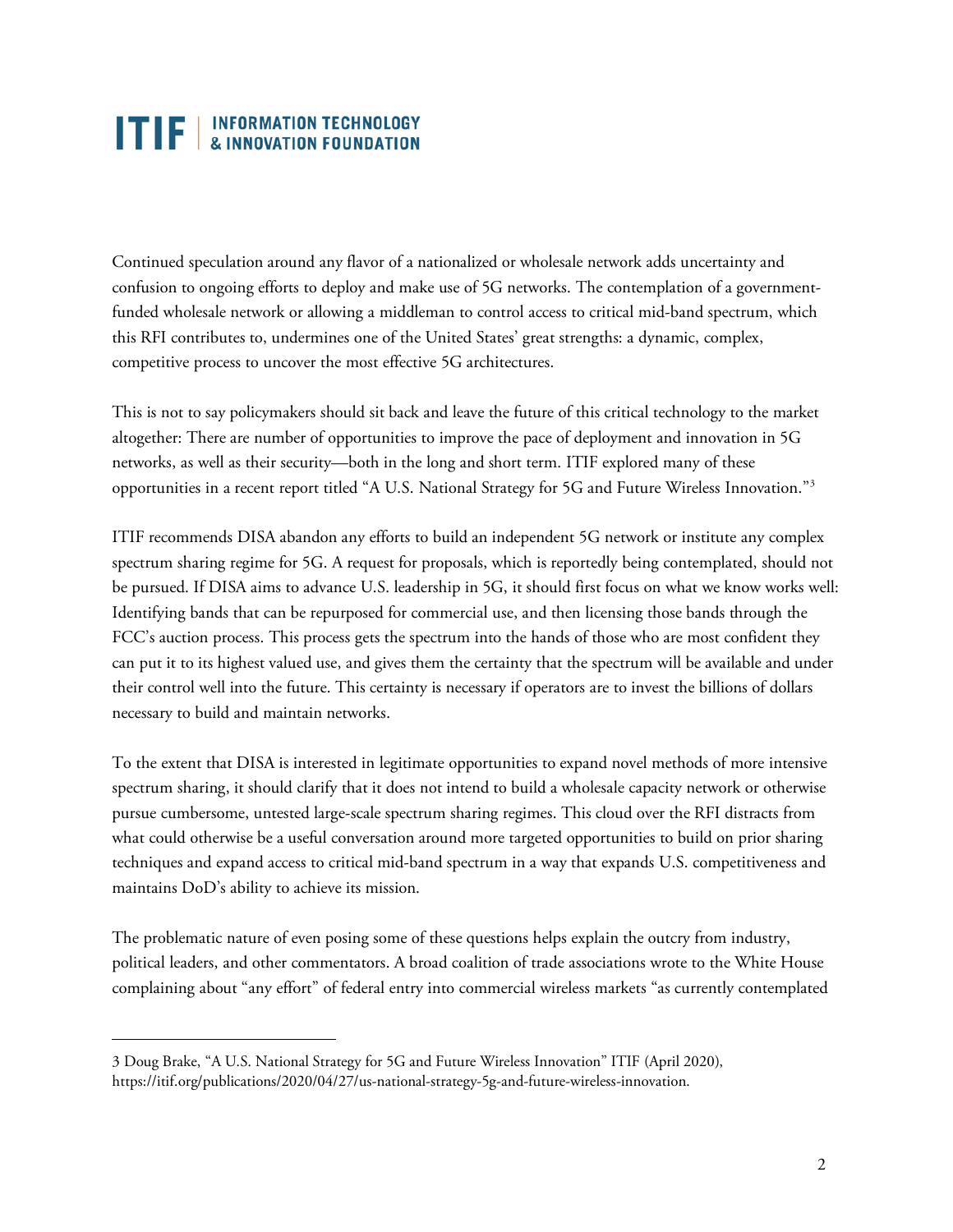Continued speculation around any flavor of a nationalized or wholesale network adds uncertainty and confusion to ongoing efforts to deploy and make use of 5G networks. The contemplation of a government-funded wholesale network or allowing a middleman to control access to critical mid-band spectrum, which this RFI contributes to, undermines one of the United States' great strengths: a dynamic, complex, competitive process to uncover the most effective 5G architectures.

This is not to say policymakers should sit back and leave the future of this critical technology to the market altogether: There are number of opportunities to improve the pace of deployment and innovation in 5G networks, as well as their security—both in the long and short term. ITIF explored many of these opportunities in a recent report titled "A U.S. National Strategy for 5G and Future Wireless Innovation."[3]

ITIF recommends DISA abandon any efforts to build an independent 5G network or institute any complex spectrum sharing regime for 5G. A request for proposals, which is reportedly being contemplated, should not be pursued. If DISA aims to advance U.S. leadership in 5G, it should first focus on what we know works well: Identifying bands that can be repurposed for commercial use, and then licensing those bands through the FCC's auction process. This process gets the spectrum into the hands of those who are most confident they can put it to its highest valued use, and gives them the certainty that the spectrum will be available and under their control well into the future. This certainty is necessary if operators are to invest the billions of dollars necessary to build and maintain networks.

To the extent that DISA is interested in legitimate opportunities to expand novel methods of more intensive spectrum sharing, it should clarify that it does not intend to build a wholesale capacity network or otherwise pursue cumbersome, untested large-scale spectrum sharing regimes. This cloud over the RFI distracts from what could otherwise be a useful conversation around more targeted opportunities to build on prior sharing techniques and expand access to critical mid-band spectrum in a way that expands U.S. competitiveness and maintains DoD's ability to achieve its mission.

The problematic nature of even posing some of these questions helps explain the outcry from industry, political leaders, and other commentators. A broad coalition of trade associations wrote to the White House complaining about "any effort" of federal entry into commercial wireless markets "as currently contemplated

3 Doug Brake, "A U.S. National Strategy for 5G and Future Wireless Innovation" ITIF (April 2020), https://itif.org/publications/2020/04/27/us-national-strategy-5g-and-future-wireless-innovation.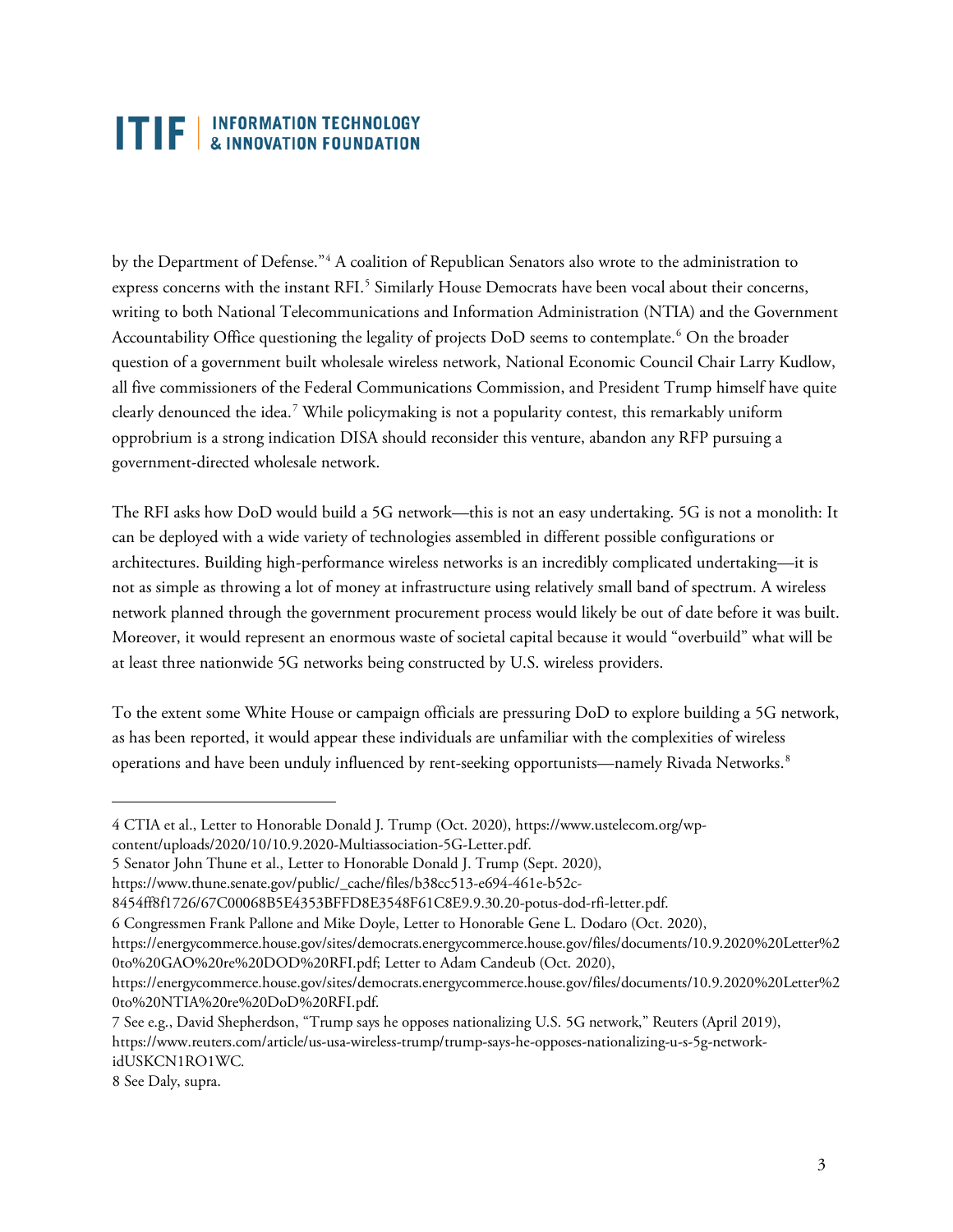by the Department of Defense."[4] A coalition of Republican Senators also wrote to the administration to express concerns with the instant RFI.[5] Similarly House Democrats have been vocal about their concerns, writing to both National Telecommunications and Information Administration (NTIA) and the Government Accountability Office questioning the legality of projects DoD seems to contemplate.[6] On the broader question of a government built wholesale wireless network, National Economic Council Chair Larry Kudlow, all five commissioners of the Federal Communications Commission, and President Trump himself have quite clearly denounced the idea.[7] While policymaking is not a popularity contest, this remarkably uniform opprobrium is a strong indication DISA should reconsider this venture, abandon any RFP pursuing a government-directed wholesale network.

The RFI asks how DoD would build a 5G network—this is not an easy undertaking. 5G is not a monolith: It can be deployed with a wide variety of technologies assembled in different possible configurations or architectures. Building high-performance wireless networks is an incredibly complicated undertaking—it is not as simple as throwing a lot of money at infrastructure using relatively small band of spectrum. A wireless network planned through the government procurement process would likely be out of date before it was built. Moreover, it would represent an enormous waste of societal capital because it would "overbuild" what will be at least three nationwide 5G networks being constructed by U.S. wireless providers.

To the extent some White House or campaign officials are pressuring DoD to explore building a 5G network, as has been reported, it would appear these individuals are unfamiliar with the complexities of wireless operations and have been unduly influenced by rent-seeking opportunists—namely Rivada Networks.[8]

---

4 CTIA et al., Letter to Honorable Donald J. Trump (Oct. 2020), https://www.ustelecom.org/wp-content/uploads/2020/10/10.9.2020-Multiassociation-5G-Letter.pdf.

5 Senator John Thune et al., Letter to Honorable Donald J. Trump (Sept. 2020), https://www.thune.senate.gov/public/_cache/files/b38cc513-e694-461e-b52c-8454ff8f1726/67C00068B5E4353BFFD8E3548F61C8E9.9.30.20-potus-dod-rfi-letter.pdf.

6 Congressmen Frank Pallone and Mike Doyle, Letter to Honorable Gene L. Dodaro (Oct. 2020), https://energycommerce.house.gov/sites/democrats.energycommerce.house.gov/files/documents/10.9.2020%20Letter%20to%20GAO%20re%20DOD%20RFI.pdf; Letter to Adam Candeub (Oct. 2020), https://energycommerce.house.gov/sites/democrats.energycommerce.house.gov/files/documents/10.9.2020%20Letter%20to%20NTIA%20re%20DoD%20RFI.pdf.

7 See e.g., David Shepherdson, "Trump says he opposes nationalizing U.S. 5G network," Reuters (April 2019), https://www.reuters.com/article/us-usa-wireless-trump/trump-says-he-opposes-nationalizing-u-s-5g-network-idUSKCN1RO1WC.

8 See Daly, supra.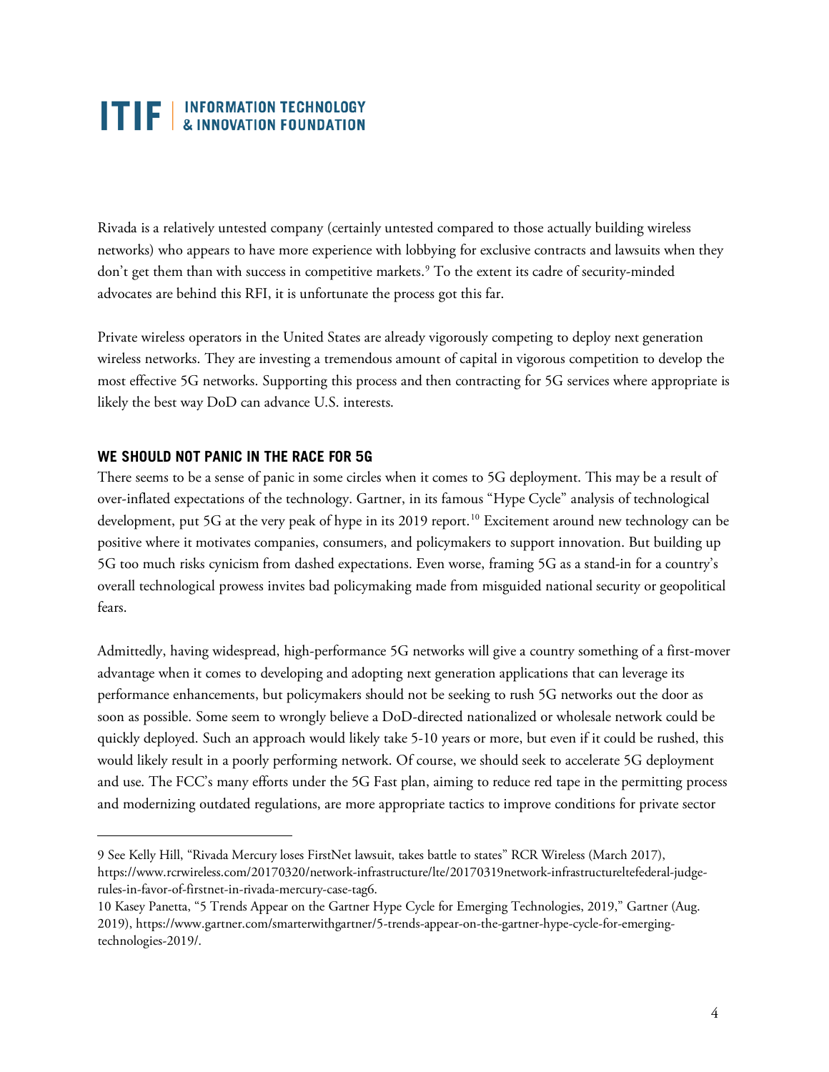Rivada is a relatively untested company (certainly untested compared to those actually building wireless networks) who appears to have more experience with lobbying for exclusive contracts and lawsuits when they don't get them than with success in competitive markets.[9] To the extent its cadre of security-minded advocates are behind this RFI, it is unfortunate the process got this far.

Private wireless operators in the United States are already vigorously competing to deploy next generation wireless networks. They are investing a tremendous amount of capital in vigorous competition to develop the most effective 5G networks. Supporting this process and then contracting for 5G services where appropriate is likely the best way DoD can advance U.S. interests.

## WE SHOULD NOT PANIC IN THE RACE FOR 5G

There seems to be a sense of panic in some circles when it comes to 5G deployment. This may be a result of over-inflated expectations of the technology. Gartner, in its famous "Hype Cycle" analysis of technological development, put 5G at the very peak of hype in its 2019 report.[10] Excitement around new technology can be positive where it motivates companies, consumers, and policymakers to support innovation. But building up 5G too much risks cynicism from dashed expectations. Even worse, framing 5G as a stand-in for a country's overall technological prowess invites bad policymaking made from misguided national security or geopolitical fears.

Admittedly, having widespread, high-performance 5G networks will give a country something of a first-mover advantage when it comes to developing and adopting next generation applications that can leverage its performance enhancements, but policymakers should not be seeking to rush 5G networks out the door as soon as possible. Some seem to wrongly believe a DoD-directed nationalized or wholesale network could be quickly deployed. Such an approach would likely take 5-10 years or more, but even if it could be rushed, this would likely result in a poorly performing network. Of course, we should seek to accelerate 5G deployment and use. The FCC's many efforts under the 5G Fast plan, aiming to reduce red tape in the permitting process and modernizing outdated regulations, are more appropriate tactics to improve conditions for private sector

---

9 See Kelly Hill, "Rivada Mercury loses FirstNet lawsuit, takes battle to states" RCR Wireless (March 2017), https://www.rcrwireless.com/20170320/network-infrastructure/lte/20170319network-infrastructureltefederal-judge-rules-in-favor-of-firstnet-in-rivada-mercury-case-tag6.

10 Kasey Panetta, "5 Trends Appear on the Gartner Hype Cycle for Emerging Technologies, 2019," Gartner (Aug. 2019), https://www.gartner.com/smarterwithgartner/5-trends-appear-on-the-gartner-hype-cycle-for-emerging-technologies-2019/.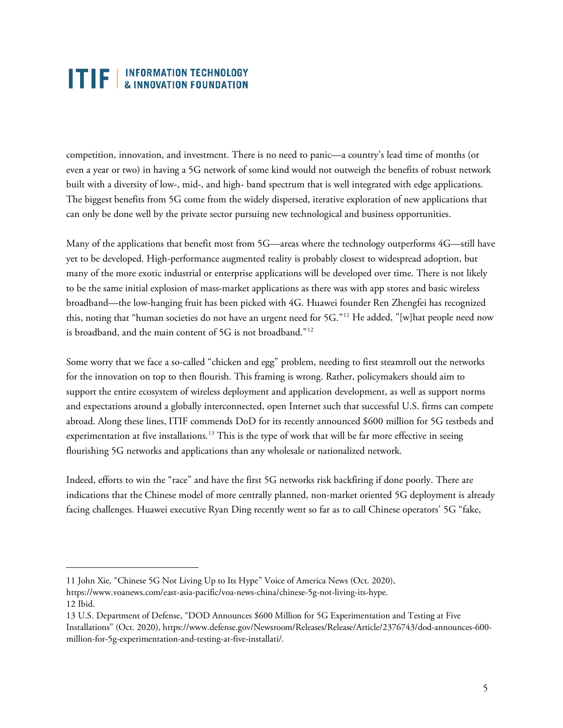competition, innovation, and investment. There is no need to panic—a country's lead time of months (or even a year or two) in having a 5G network of some kind would not outweigh the benefits of robust network built with a diversity of low-, mid-, and high- band spectrum that is well integrated with edge applications. The biggest benefits from 5G come from the widely dispersed, iterative exploration of new applications that can only be done well by the private sector pursuing new technological and business opportunities.

Many of the applications that benefit most from 5G—areas where the technology outperforms 4G—still have yet to be developed. High-performance augmented reality is probably closest to widespread adoption, but many of the more exotic industrial or enterprise applications will be developed over time. There is not likely to be the same initial explosion of mass-market applications as there was with app stores and basic wireless broadband—the low-hanging fruit has been picked with 4G. Huawei founder Ren Zhengfei has recognized this, noting that "human societies do not have an urgent need for 5G."[11] He added, "[w]hat people need now is broadband, and the main content of 5G is not broadband."[12]

Some worry that we face a so-called "chicken and egg" problem, needing to first steamroll out the networks for the innovation on top to then flourish. This framing is wrong. Rather, policymakers should aim to support the entire ecosystem of wireless deployment and application development, as well as support norms and expectations around a globally interconnected, open Internet such that successful U.S. firms can compete abroad. Along these lines, ITIF commends DoD for its recently announced $600 million for 5G testbeds and experimentation at five installations.[13] This is the type of work that will be far more effective in seeing flourishing 5G networks and applications than any wholesale or nationalized network.

Indeed, efforts to win the "race" and have the first 5G networks risk backfiring if done poorly. There are indications that the Chinese model of more centrally planned, non-market oriented 5G deployment is already facing challenges. Huawei executive Ryan Ding recently went so far as to call Chinese operators' 5G "fake,

---

11 John Xie, "Chinese 5G Not Living Up to Its Hype" Voice of America News (Oct. 2020), https://www.voanews.com/east-asia-pacific/voa-news-china/chinese-5g-not-living-its-hype.

12 Ibid.

13 U.S. Department of Defense, "DOD Announces $600 Million for 5G Experimentation and Testing at Five Installations" (Oct. 2020), https://www.defense.gov/Newsroom/Releases/Release/Article/2376743/dod-announces-600-million-for-5g-experimentation-and-testing-at-five-installati/.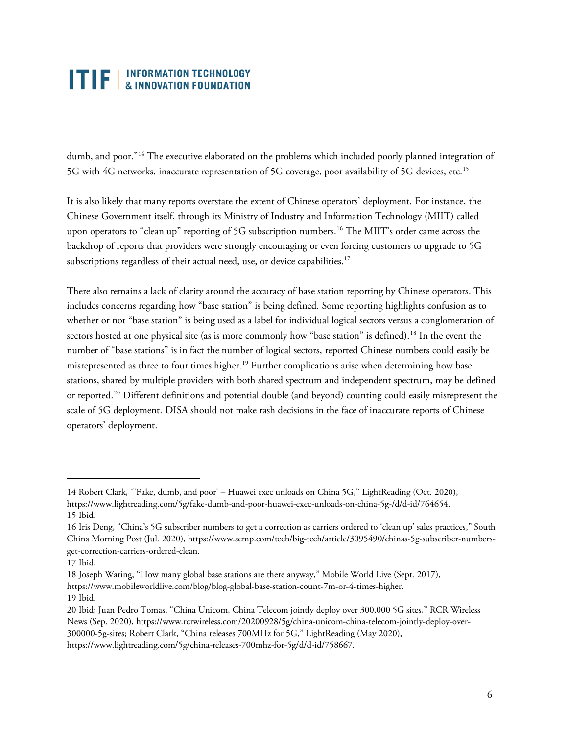dumb, and poor."[14] The executive elaborated on the problems which included poorly planned integration of 5G with 4G networks, inaccurate representation of 5G coverage, poor availability of 5G devices, etc.[15]

It is also likely that many reports overstate the extent of Chinese operators' deployment. For instance, the Chinese Government itself, through its Ministry of Industry and Information Technology (MIIT) called upon operators to "clean up" reporting of 5G subscription numbers.[16] The MIIT's order came across the backdrop of reports that providers were strongly encouraging or even forcing customers to upgrade to 5G subscriptions regardless of their actual need, use, or device capabilities.[17]

There also remains a lack of clarity around the accuracy of base station reporting by Chinese operators. This includes concerns regarding how "base station" is being defined. Some reporting highlights confusion as to whether or not "base station" is being used as a label for individual logical sectors versus a conglomeration of sectors hosted at one physical site (as is more commonly how "base station" is defined).[18] In the event the number of "base stations" is in fact the number of logical sectors, reported Chinese numbers could easily be misrepresented as three to four times higher.[19] Further complications arise when determining how base stations, shared by multiple providers with both shared spectrum and independent spectrum, may be defined or reported.[20] Different definitions and potential double (and beyond) counting could easily misrepresent the scale of 5G deployment. DISA should not make rash decisions in the face of inaccurate reports of Chinese operators' deployment.

---

14 Robert Clark, "'Fake, dumb, and poor' – Huawei exec unloads on China 5G," LightReading (Oct. 2020), https://www.lightreading.com/5g/fake-dumb-and-poor-huawei-exec-unloads-on-china-5g-/d/d-id/764654.

15 Ibid.

16 Iris Deng, "China's 5G subscriber numbers to get a correction as carriers ordered to 'clean up' sales practices," South China Morning Post (Jul. 2020), https://www.scmp.com/tech/big-tech/article/3095490/chinas-5g-subscriber-numbers-get-correction-carriers-ordered-clean.

17 Ibid.

18 Joseph Waring, "How many global base stations are there anyway," Mobile World Live (Sept. 2017), https://www.mobileworldlive.com/blog/blog-global-base-station-count-7m-or-4-times-higher.

19 Ibid.

20 Ibid; Juan Pedro Tomas, "China Unicom, China Telecom jointly deploy over 300,000 5G sites," RCR Wireless News (Sep. 2020), https://www.rcrwireless.com/20200928/5g/china-unicom-china-telecom-jointly-deploy-over-300000-5g-sites; Robert Clark, "China releases 700MHz for 5G," LightReading (May 2020), https://www.lightreading.com/5g/china-releases-700mhz-for-5g/d/d-id/758667.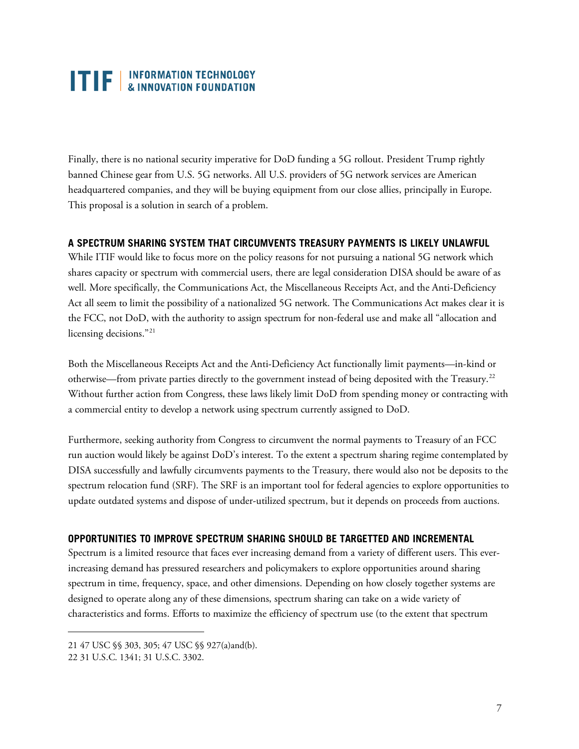Finally, there is no national security imperative for DoD funding a 5G rollout. President Trump rightly banned Chinese gear from U.S. 5G networks. All U.S. providers of 5G network services are American headquartered companies, and they will be buying equipment from our close allies, principally in Europe. This proposal is a solution in search of a problem.

## A SPECTRUM SHARING SYSTEM THAT CIRCUMVENTS TREASURY PAYMENTS IS LIKELY UNLAWFUL

While ITIF would like to focus more on the policy reasons for not pursuing a national 5G network which shares capacity or spectrum with commercial users, there are legal consideration DISA should be aware of as well. More specifically, the Communications Act, the Miscellaneous Receipts Act, and the Anti-Deficiency Act all seem to limit the possibility of a nationalized 5G network. The Communications Act makes clear it is the FCC, not DoD, with the authority to assign spectrum for non-federal use and make all "allocation and licensing decisions."[21]

Both the Miscellaneous Receipts Act and the Anti-Deficiency Act functionally limit payments—in-kind or otherwise—from private parties directly to the government instead of being deposited with the Treasury.[22] Without further action from Congress, these laws likely limit DoD from spending money or contracting with a commercial entity to develop a network using spectrum currently assigned to DoD.

Furthermore, seeking authority from Congress to circumvent the normal payments to Treasury of an FCC run auction would likely be against DoD's interest. To the extent a spectrum sharing regime contemplated by DISA successfully and lawfully circumvents payments to the Treasury, there would also not be deposits to the spectrum relocation fund (SRF). The SRF is an important tool for federal agencies to explore opportunities to update outdated systems and dispose of under-utilized spectrum, but it depends on proceeds from auctions.

## OPPORTUNITIES TO IMPROVE SPECTRUM SHARING SHOULD BE TARGETTED AND INCREMENTAL

Spectrum is a limited resource that faces ever increasing demand from a variety of different users. This ever-increasing demand has pressured researchers and policymakers to explore opportunities around sharing spectrum in time, frequency, space, and other dimensions. Depending on how closely together systems are designed to operate along any of these dimensions, spectrum sharing can take on a wide variety of characteristics and forms. Efforts to maximize the efficiency of spectrum use (to the extent that spectrum

---

21 47 USC §§ 303, 305; 47 USC §§ 927(a)and(b).

22 31 U.S.C. 1341; 31 U.S.C. 3302.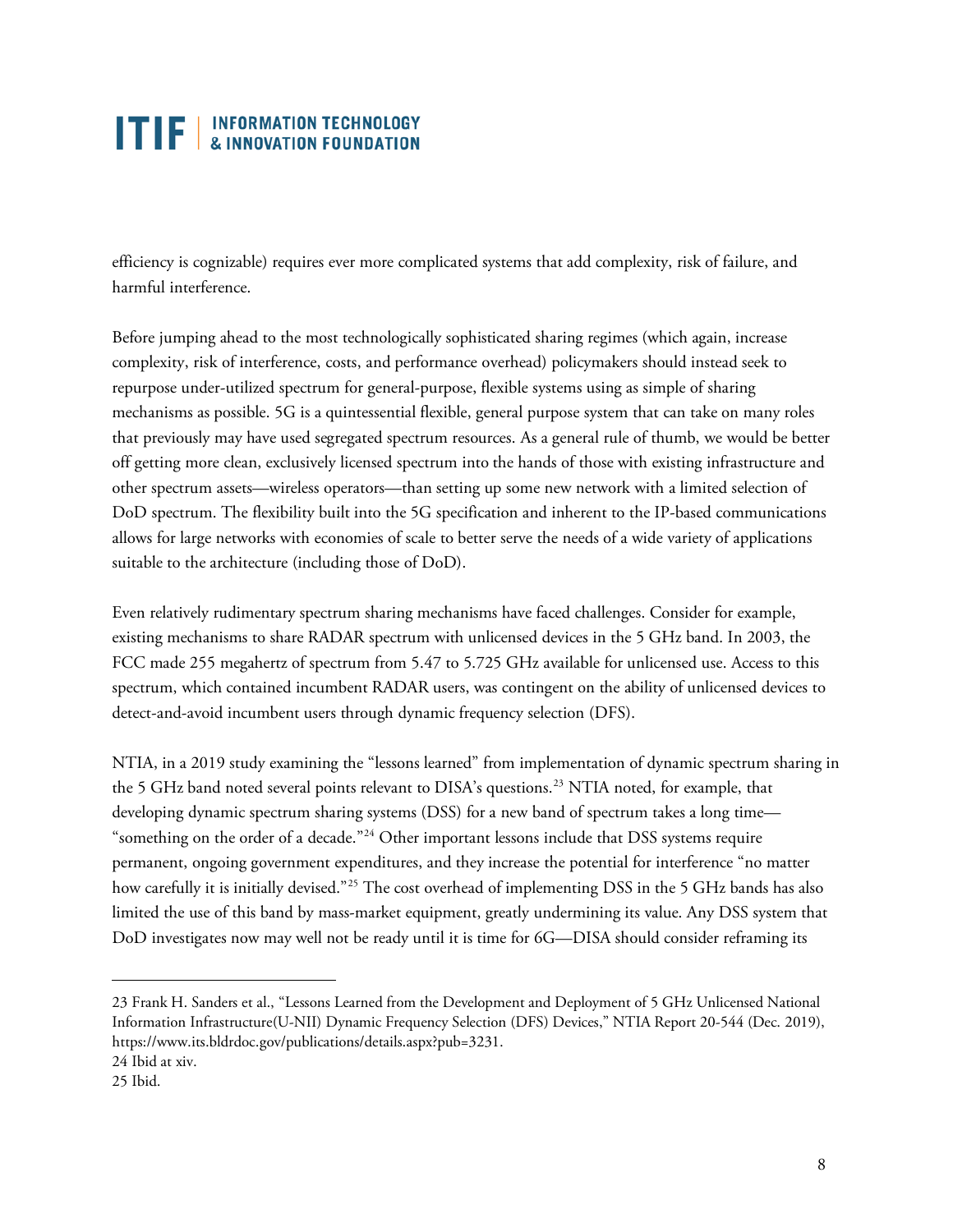efficiency is cognizable) requires ever more complicated systems that add complexity, risk of failure, and harmful interference.

Before jumping ahead to the most technologically sophisticated sharing regimes (which again, increase complexity, risk of interference, costs, and performance overhead) policymakers should instead seek to repurpose under-utilized spectrum for general-purpose, flexible systems using as simple of sharing mechanisms as possible. 5G is a quintessential flexible, general purpose system that can take on many roles that previously may have used segregated spectrum resources. As a general rule of thumb, we would be better off getting more clean, exclusively licensed spectrum into the hands of those with existing infrastructure and other spectrum assets—wireless operators—than setting up some new network with a limited selection of DoD spectrum. The flexibility built into the 5G specification and inherent to the IP-based communications allows for large networks with economies of scale to better serve the needs of a wide variety of applications suitable to the architecture (including those of DoD).

Even relatively rudimentary spectrum sharing mechanisms have faced challenges. Consider for example, existing mechanisms to share RADAR spectrum with unlicensed devices in the 5 GHz band. In 2003, the FCC made 255 megahertz of spectrum from 5.47 to 5.725 GHz available for unlicensed use. Access to this spectrum, which contained incumbent RADAR users, was contingent on the ability of unlicensed devices to detect-and-avoid incumbent users through dynamic frequency selection (DFS).

NTIA, in a 2019 study examining the "lessons learned" from implementation of dynamic spectrum sharing in the 5 GHz band noted several points relevant to DISA's questions.[23] NTIA noted, for example, that developing dynamic spectrum sharing systems (DSS) for a new band of spectrum takes a long time—"something on the order of a decade."[24] Other important lessons include that DSS systems require permanent, ongoing government expenditures, and they increase the potential for interference "no matter how carefully it is initially devised."[25] The cost overhead of implementing DSS in the 5 GHz bands has also limited the use of this band by mass-market equipment, greatly undermining its value. Any DSS system that DoD investigates now may well not be ready until it is time for 6G—DISA should consider reframing its

---

23 Frank H. Sanders et al., "Lessons Learned from the Development and Deployment of 5 GHz Unlicensed National Information Infrastructure(U-NII) Dynamic Frequency Selection (DFS) Devices," NTIA Report 20-544 (Dec. 2019), https://www.its.bldrdoc.gov/publications/details.aspx?pub=3231.

24 Ibid at xiv.

25 Ibid.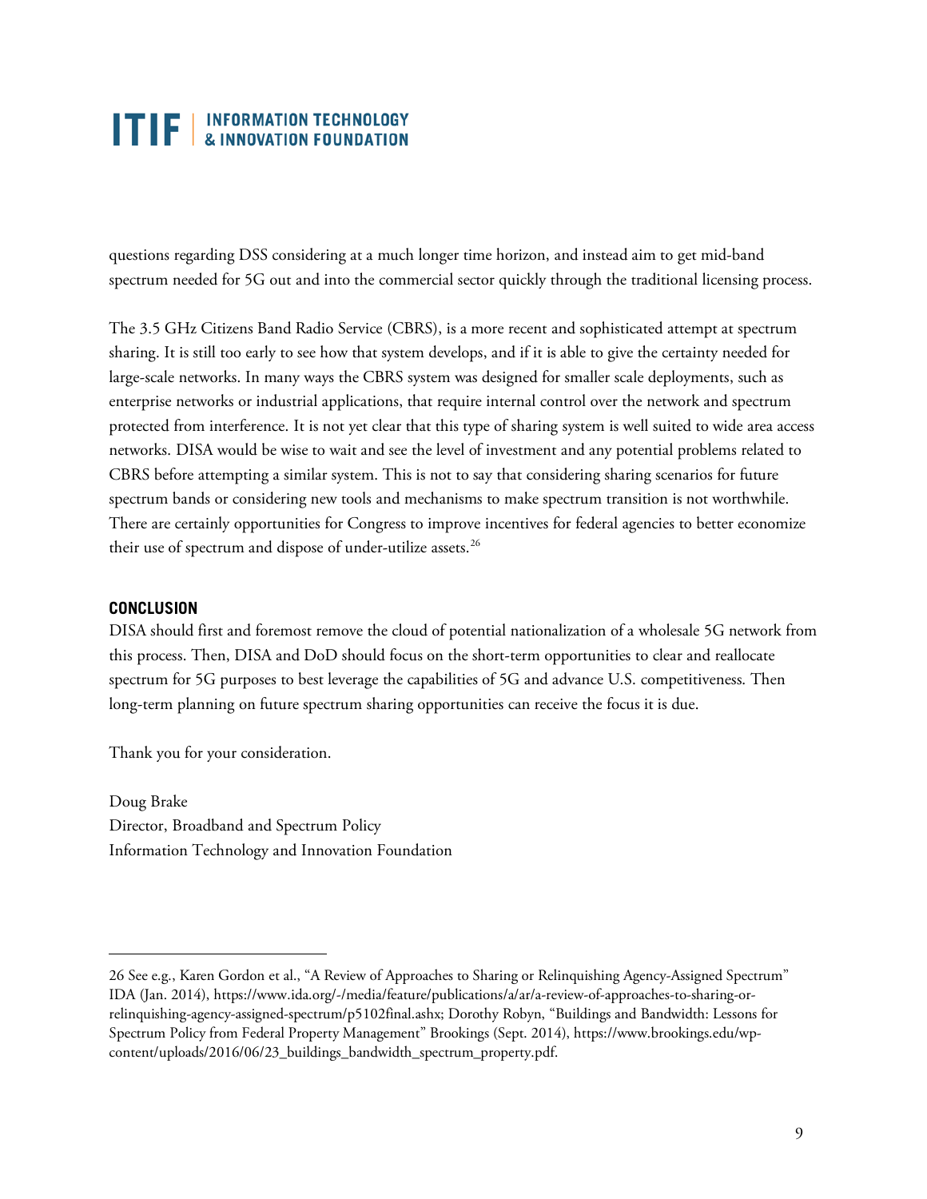questions regarding DSS considering at a much longer time horizon, and instead aim to get mid-band spectrum needed for 5G out and into the commercial sector quickly through the traditional licensing process.

The 3.5 GHz Citizens Band Radio Service (CBRS), is a more recent and sophisticated attempt at spectrum sharing. It is still too early to see how that system develops, and if it is able to give the certainty needed for large-scale networks. In many ways the CBRS system was designed for smaller scale deployments, such as enterprise networks or industrial applications, that require internal control over the network and spectrum protected from interference. It is not yet clear that this type of sharing system is well suited to wide area access networks. DISA would be wise to wait and see the level of investment and any potential problems related to CBRS before attempting a similar system. This is not to say that considering sharing scenarios for future spectrum bands or considering new tools and mechanisms to make spectrum transition is not worthwhile. There are certainly opportunities for Congress to improve incentives for federal agencies to better economize their use of spectrum and dispose of under-utilize assets.[26]

## CONCLUSION

DISA should first and foremost remove the cloud of potential nationalization of a wholesale 5G network from this process. Then, DISA and DoD should focus on the short-term opportunities to clear and reallocate spectrum for 5G purposes to best leverage the capabilities of 5G and advance U.S. competitiveness. Then long-term planning on future spectrum sharing opportunities can receive the focus it is due.

Thank you for your consideration.

Doug Brake
Director, Broadband and Spectrum Policy
Information Technology and Innovation Foundation

---

26 See e.g., Karen Gordon et al., "A Review of Approaches to Sharing or Relinquishing Agency-Assigned Spectrum" IDA (Jan. 2014), https://www.ida.org/-/media/feature/publications/a/ar/a-review-of-approaches-to-sharing-or-relinquishing-agency-assigned-spectrum/p5102final.ashx; Dorothy Robyn, "Buildings and Bandwidth: Lessons for Spectrum Policy from Federal Property Management" Brookings (Sept. 2014), https://www.brookings.edu/wp-content/uploads/2016/06/23_buildings_bandwidth_spectrum_property.pdf.